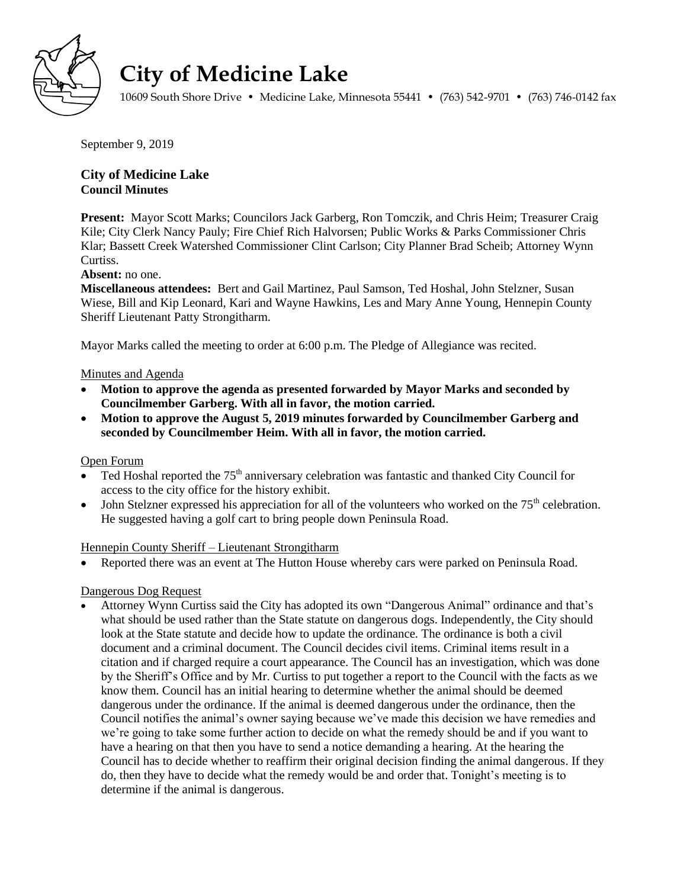# City of Medicine Lake

10609 South Shore Drive • Medicine Lake, Minnesota 55441 • (763) 542-9701 • (763) 746-0142 fax

September 9, 2019

## City of Medicine Lake
**Council Minutes**

**Present:** Mayor Scott Marks; Councilors Jack Garberg, Ron Tomczik, and Chris Heim; Treasurer Craig Kile; City Clerk Nancy Pauly; Fire Chief Rich Halvorsen; Public Works & Parks Commissioner Chris Klar; Bassett Creek Watershed Commissioner Clint Carlson; City Planner Brad Scheib; Attorney Wynn Curtiss.

**Absent:** no one.

**Miscellaneous attendees:** Bert and Gail Martinez, Paul Samson, Ted Hoshal, John Stelzner, Susan Wiese, Bill and Kip Leonard, Kari and Wayne Hawkins, Les and Mary Anne Young, Hennepin County Sheriff Lieutenant Patty Strongitharm.

Mayor Marks called the meeting to order at 6:00 p.m. The Pledge of Allegiance was recited.

Minutes and Agenda

- **Motion to approve the agenda as presented forwarded by Mayor Marks and seconded by Councilmember Garberg. With all in favor, the motion carried.**
- **Motion to approve the August 5, 2019 minutes forwarded by Councilmember Garberg and seconded by Councilmember Heim. With all in favor, the motion carried.**

Open Forum

- Ted Hoshal reported the 75th anniversary celebration was fantastic and thanked City Council for access to the city office for the history exhibit.
- John Stelzner expressed his appreciation for all of the volunteers who worked on the 75th celebration. He suggested having a golf cart to bring people down Peninsula Road.

Hennepin County Sheriff – Lieutenant Strongitharm

- Reported there was an event at The Hutton House whereby cars were parked on Peninsula Road.

Dangerous Dog Request

- Attorney Wynn Curtiss said the City has adopted its own "Dangerous Animal" ordinance and that's what should be used rather than the State statute on dangerous dogs. Independently, the City should look at the State statute and decide how to update the ordinance. The ordinance is both a civil document and a criminal document. The Council decides civil items. Criminal items result in a citation and if charged require a court appearance. The Council has an investigation, which was done by the Sheriff's Office and by Mr. Curtiss to put together a report to the Council with the facts as we know them. Council has an initial hearing to determine whether the animal should be deemed dangerous under the ordinance. If the animal is deemed dangerous under the ordinance, then the Council notifies the animal's owner saying because we've made this decision we have remedies and we're going to take some further action to decide on what the remedy should be and if you want to have a hearing on that then you have to send a notice demanding a hearing. At the hearing the Council has to decide whether to reaffirm their original decision finding the animal dangerous. If they do, then they have to decide what the remedy would be and order that. Tonight's meeting is to determine if the animal is dangerous.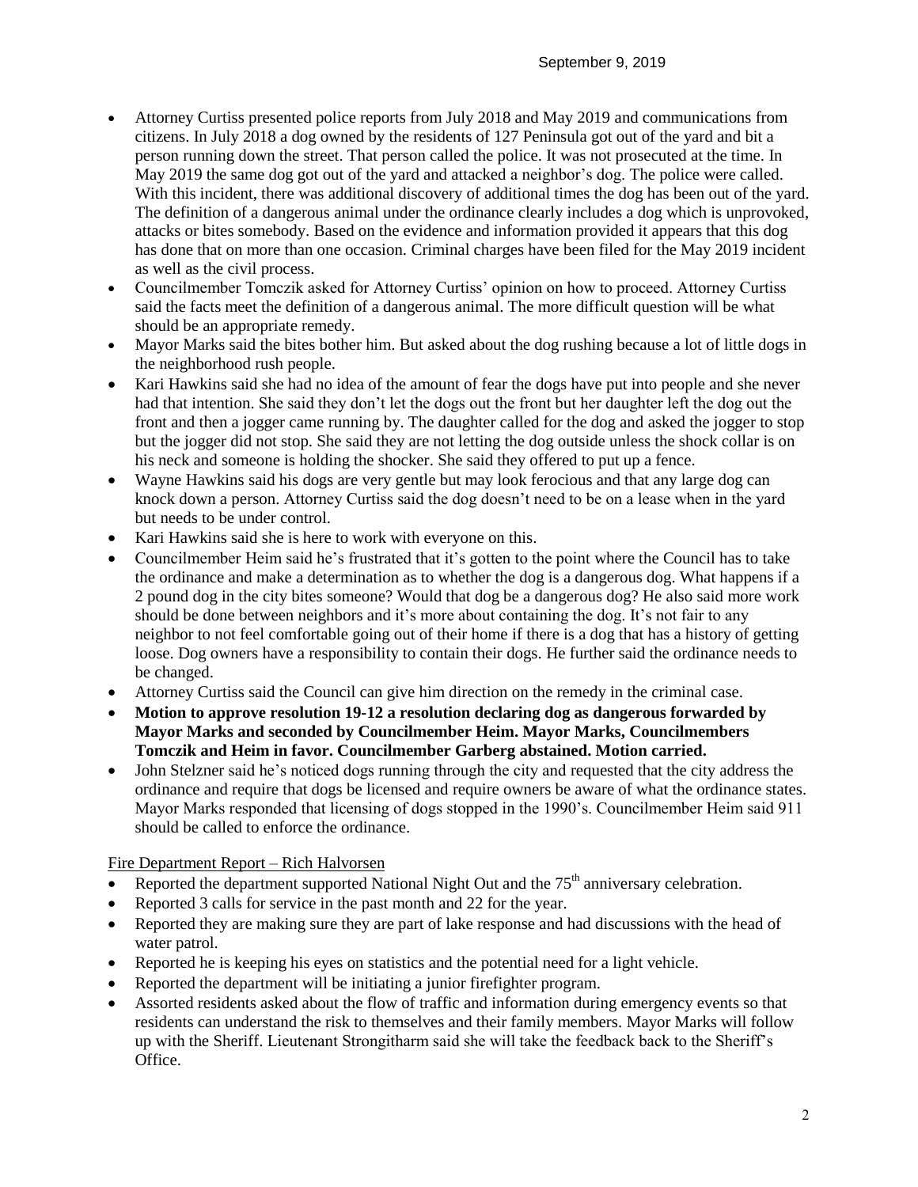- Attorney Curtiss presented police reports from July 2018 and May 2019 and communications from citizens. In July 2018 a dog owned by the residents of 127 Peninsula got out of the yard and bit a person running down the street. That person called the police. It was not prosecuted at the time. In May 2019 the same dog got out of the yard and attacked a neighbor's dog. The police were called. With this incident, there was additional discovery of additional times the dog has been out of the yard. The definition of a dangerous animal under the ordinance clearly includes a dog which is unprovoked, attacks or bites somebody. Based on the evidence and information provided it appears that this dog has done that on more than one occasion. Criminal charges have been filed for the May 2019 incident as well as the civil process.
- Councilmember Tomczik asked for Attorney Curtiss' opinion on how to proceed. Attorney Curtiss said the facts meet the definition of a dangerous animal. The more difficult question will be what should be an appropriate remedy.
- Mayor Marks said the bites bother him. But asked about the dog rushing because a lot of little dogs in the neighborhood rush people.
- Kari Hawkins said she had no idea of the amount of fear the dogs have put into people and she never had that intention. She said they don't let the dogs out the front but her daughter left the dog out the front and then a jogger came running by. The daughter called for the dog and asked the jogger to stop but the jogger did not stop. She said they are not letting the dog outside unless the shock collar is on his neck and someone is holding the shocker. She said they offered to put up a fence.
- Wayne Hawkins said his dogs are very gentle but may look ferocious and that any large dog can knock down a person. Attorney Curtiss said the dog doesn't need to be on a lease when in the yard but needs to be under control.
- Kari Hawkins said she is here to work with everyone on this.
- Councilmember Heim said he's frustrated that it's gotten to the point where the Council has to take the ordinance and make a determination as to whether the dog is a dangerous dog. What happens if a 2 pound dog in the city bites someone? Would that dog be a dangerous dog? He also said more work should be done between neighbors and it's more about containing the dog. It's not fair to any neighbor to not feel comfortable going out of their home if there is a dog that has a history of getting loose. Dog owners have a responsibility to contain their dogs. He further said the ordinance needs to be changed.
- Attorney Curtiss said the Council can give him direction on the remedy in the criminal case.
- **Motion to approve resolution 19-12 a resolution declaring dog as dangerous forwarded by Mayor Marks and seconded by Councilmember Heim. Mayor Marks, Councilmembers Tomczik and Heim in favor. Councilmember Garberg abstained. Motion carried.**
- John Stelzner said he's noticed dogs running through the city and requested that the city address the ordinance and require that dogs be licensed and require owners be aware of what the ordinance states. Mayor Marks responded that licensing of dogs stopped in the 1990's. Councilmember Heim said 911 should be called to enforce the ordinance.

Fire Department Report – Rich Halvorsen

- Reported the department supported National Night Out and the 75th anniversary celebration.
- Reported 3 calls for service in the past month and 22 for the year.
- Reported they are making sure they are part of lake response and had discussions with the head of water patrol.
- Reported he is keeping his eyes on statistics and the potential need for a light vehicle.
- Reported the department will be initiating a junior firefighter program.
- Assorted residents asked about the flow of traffic and information during emergency events so that residents can understand the risk to themselves and their family members. Mayor Marks will follow up with the Sheriff. Lieutenant Strongitharm said she will take the feedback back to the Sheriff's Office.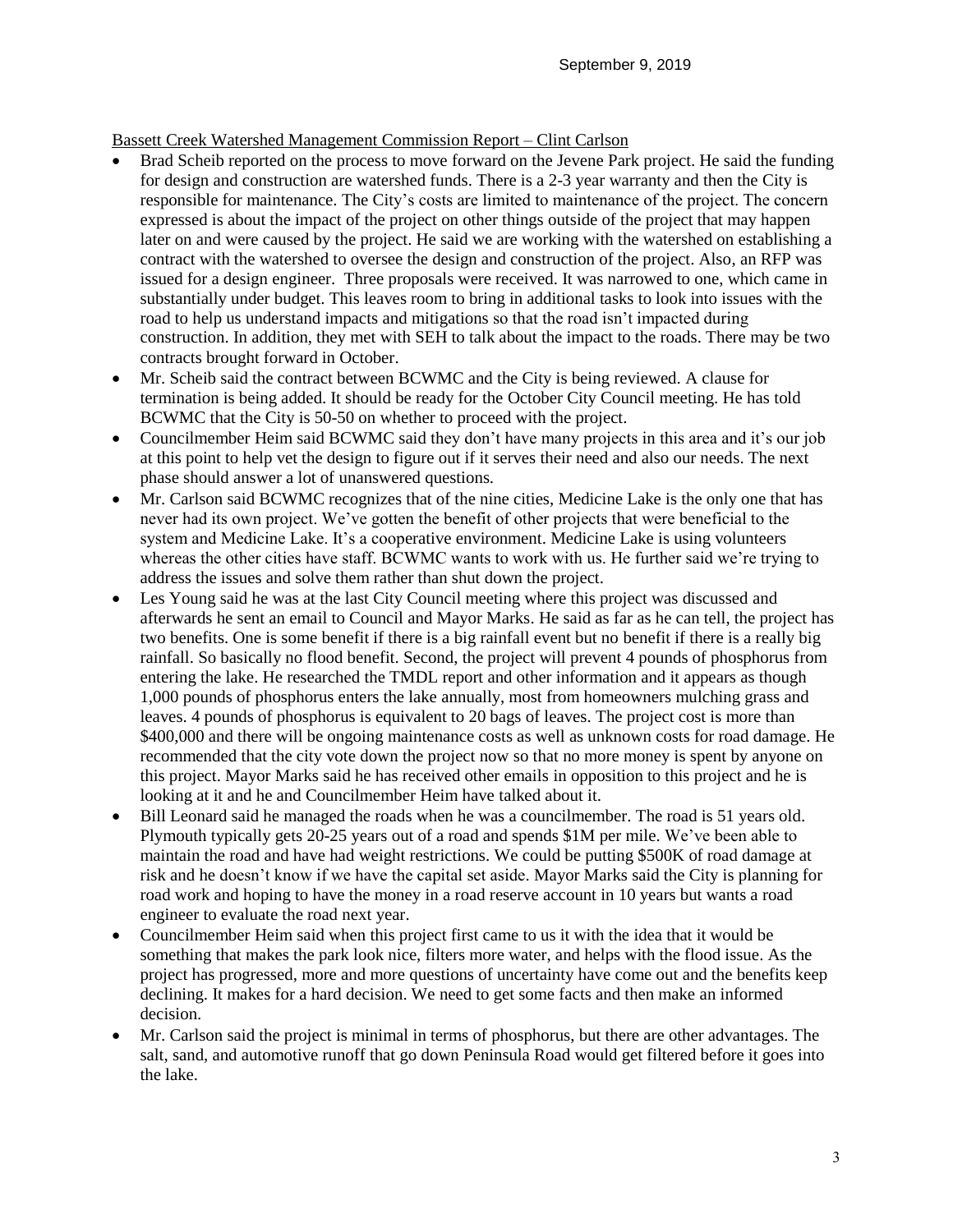Bassett Creek Watershed Management Commission Report – Clint Carlson

- Brad Scheib reported on the process to move forward on the Jevene Park project. He said the funding for design and construction are watershed funds. There is a 2-3 year warranty and then the City is responsible for maintenance. The City's costs are limited to maintenance of the project. The concern expressed is about the impact of the project on other things outside of the project that may happen later on and were caused by the project. He said we are working with the watershed on establishing a contract with the watershed to oversee the design and construction of the project. Also, an RFP was issued for a design engineer. Three proposals were received. It was narrowed to one, which came in substantially under budget. This leaves room to bring in additional tasks to look into issues with the road to help us understand impacts and mitigations so that the road isn't impacted during construction. In addition, they met with SEH to talk about the impact to the roads. There may be two contracts brought forward in October.
- Mr. Scheib said the contract between BCWMC and the City is being reviewed. A clause for termination is being added. It should be ready for the October City Council meeting. He has told BCWMC that the City is 50-50 on whether to proceed with the project.
- Councilmember Heim said BCWMC said they don't have many projects in this area and it's our job at this point to help vet the design to figure out if it serves their need and also our needs. The next phase should answer a lot of unanswered questions.
- Mr. Carlson said BCWMC recognizes that of the nine cities, Medicine Lake is the only one that has never had its own project. We've gotten the benefit of other projects that were beneficial to the system and Medicine Lake. It's a cooperative environment. Medicine Lake is using volunteers whereas the other cities have staff. BCWMC wants to work with us. He further said we're trying to address the issues and solve them rather than shut down the project.
- Les Young said he was at the last City Council meeting where this project was discussed and afterwards he sent an email to Council and Mayor Marks. He said as far as he can tell, the project has two benefits. One is some benefit if there is a big rainfall event but no benefit if there is a really big rainfall. So basically no flood benefit. Second, the project will prevent 4 pounds of phosphorus from entering the lake. He researched the TMDL report and other information and it appears as though 1,000 pounds of phosphorus enters the lake annually, most from homeowners mulching grass and leaves. 4 pounds of phosphorus is equivalent to 20 bags of leaves. The project cost is more than $400,000 and there will be ongoing maintenance costs as well as unknown costs for road damage. He recommended that the city vote down the project now so that no more money is spent by anyone on this project. Mayor Marks said he has received other emails in opposition to this project and he is looking at it and he and Councilmember Heim have talked about it.
- Bill Leonard said he managed the roads when he was a councilmember. The road is 51 years old. Plymouth typically gets 20-25 years out of a road and spends $1M per mile. We've been able to maintain the road and have had weight restrictions. We could be putting $500K of road damage at risk and he doesn't know if we have the capital set aside. Mayor Marks said the City is planning for road work and hoping to have the money in a road reserve account in 10 years but wants a road engineer to evaluate the road next year.
- Councilmember Heim said when this project first came to us it with the idea that it would be something that makes the park look nice, filters more water, and helps with the flood issue. As the project has progressed, more and more questions of uncertainty have come out and the benefits keep declining. It makes for a hard decision. We need to get some facts and then make an informed decision.
- Mr. Carlson said the project is minimal in terms of phosphorus, but there are other advantages. The salt, sand, and automotive runoff that go down Peninsula Road would get filtered before it goes into the lake.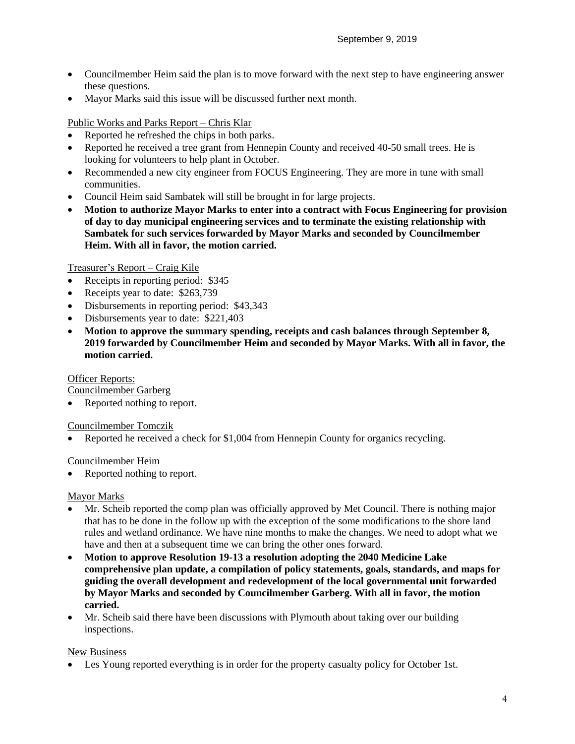- Councilmember Heim said the plan is to move forward with the next step to have engineering answer these questions.
- Mayor Marks said this issue will be discussed further next month.

Public Works and Parks Report – Chris Klar

- Reported he refreshed the chips in both parks.
- Reported he received a tree grant from Hennepin County and received 40-50 small trees. He is looking for volunteers to help plant in October.
- Recommended a new city engineer from FOCUS Engineering. They are more in tune with small communities.
- Council Heim said Sambatek will still be brought in for large projects.
- **Motion to authorize Mayor Marks to enter into a contract with Focus Engineering for provision of day to day municipal engineering services and to terminate the existing relationship with Sambatek for such services forwarded by Mayor Marks and seconded by Councilmember Heim. With all in favor, the motion carried.**

Treasurer's Report – Craig Kile

- Receipts in reporting period: $345
- Receipts year to date: $263,739
- Disbursements in reporting period: $43,343
- Disbursements year to date: $221,403
- **Motion to approve the summary spending, receipts and cash balances through September 8, 2019 forwarded by Councilmember Heim and seconded by Mayor Marks. With all in favor, the motion carried.**

Officer Reports:

Councilmember Garberg

- Reported nothing to report.

Councilmember Tomczik

- Reported he received a check for $1,004 from Hennepin County for organics recycling.

Councilmember Heim

- Reported nothing to report.

Mayor Marks

- Mr. Scheib reported the comp plan was officially approved by Met Council. There is nothing major that has to be done in the follow up with the exception of the some modifications to the shore land rules and wetland ordinance. We have nine months to make the changes. We need to adopt what we have and then at a subsequent time we can bring the other ones forward.
- **Motion to approve Resolution 19-13 a resolution adopting the 2040 Medicine Lake comprehensive plan update, a compilation of policy statements, goals, standards, and maps for guiding the overall development and redevelopment of the local governmental unit forwarded by Mayor Marks and seconded by Councilmember Garberg. With all in favor, the motion carried.**
- Mr. Scheib said there have been discussions with Plymouth about taking over our building inspections.

New Business

- Les Young reported everything is in order for the property casualty policy for October 1st.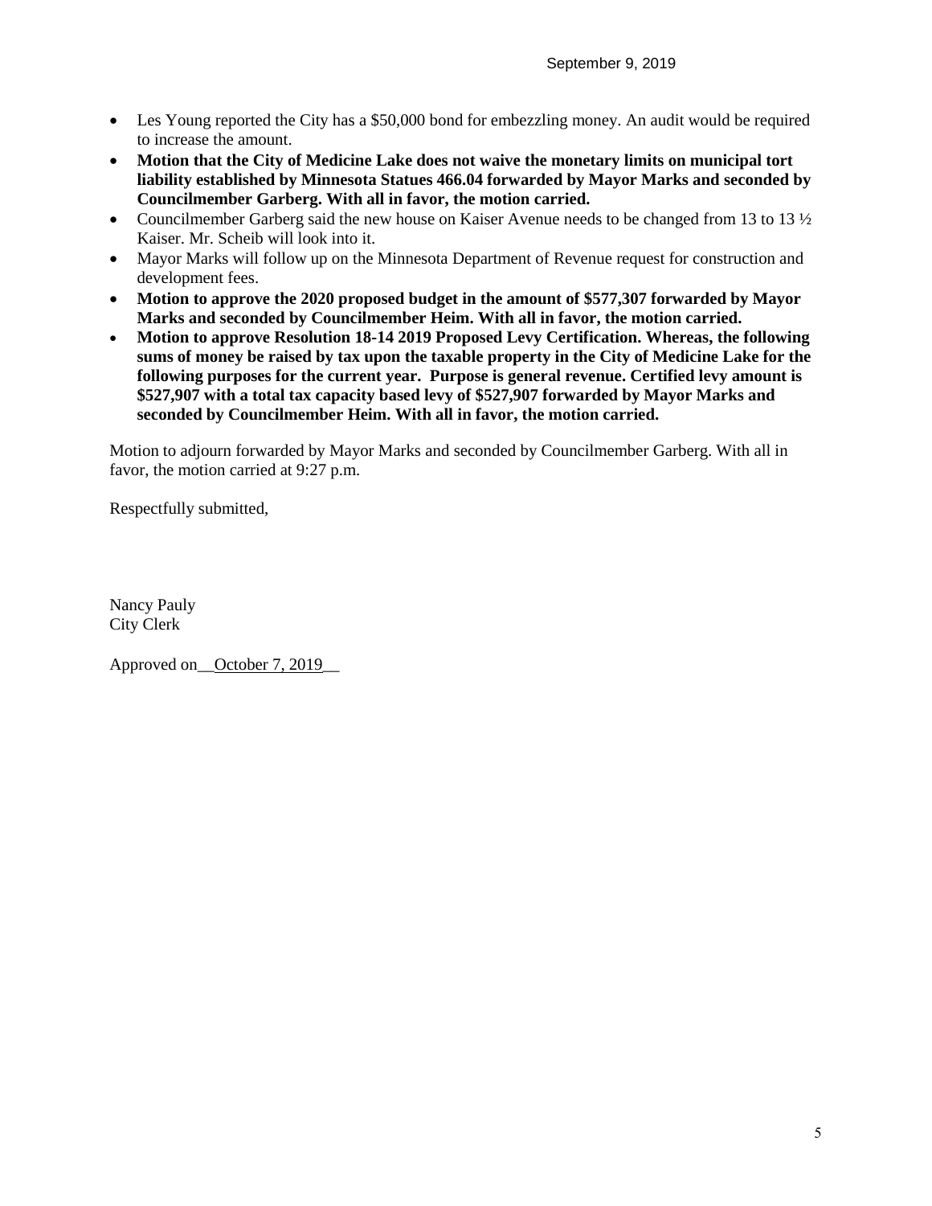- Les Young reported the City has a $50,000 bond for embezzling money. An audit would be required to increase the amount.
- **Motion that the City of Medicine Lake does not waive the monetary limits on municipal tort liability established by Minnesota Statues 466.04 forwarded by Mayor Marks and seconded by Councilmember Garberg. With all in favor, the motion carried.**
- Councilmember Garberg said the new house on Kaiser Avenue needs to be changed from 13 to 13 ½ Kaiser. Mr. Scheib will look into it.
- Mayor Marks will follow up on the Minnesota Department of Revenue request for construction and development fees.
- **Motion to approve the 2020 proposed budget in the amount of $577,307 forwarded by Mayor Marks and seconded by Councilmember Heim. With all in favor, the motion carried.**
- **Motion to approve Resolution 18-14 2019 Proposed Levy Certification. Whereas, the following sums of money be raised by tax upon the taxable property in the City of Medicine Lake for the following purposes for the current year. Purpose is general revenue. Certified levy amount is $527,907 with a total tax capacity based levy of $527,907 forwarded by Mayor Marks and seconded by Councilmember Heim. With all in favor, the motion carried.**

Motion to adjourn forwarded by Mayor Marks and seconded by Councilmember Garberg. With all in favor, the motion carried at 9:27 p.m.

Respectfully submitted,

Nancy Pauly
City Clerk

Approved on__October 7, 2019__